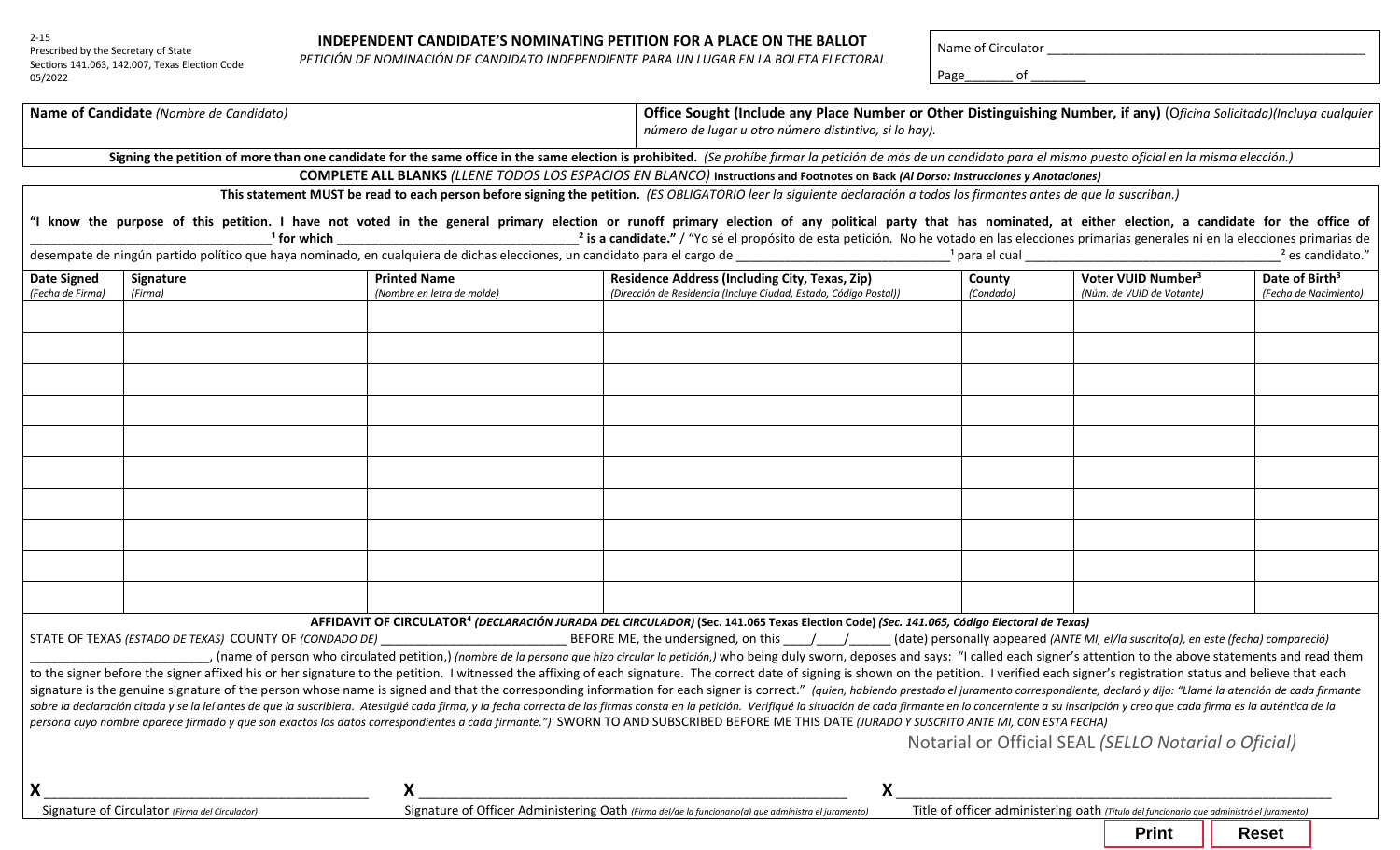2-15
Prescribed by the Secretary of State
Sections 141.063, 142.007, Texas Election Code
05/2022

# INDEPENDENT CANDIDATE'S NOMINATING PETITION FOR A PLACE ON THE BALLOT

*PETICIÓN DE NOMINACIÓN DE CANDIDATO INDEPENDIENTE PARA UN LUGAR EN LA BOLETA ELECTORAL*

Name of Circulator ___________________________________________

Page_______ of ________

| **Name of Candidate** *(Nombre de Candidato)* | **Office Sought (Include any Place Number or Other Distinguishing Number, if any)** (*Oficina Solicitada)(Incluya cualquier número de lugar u otro número distintivo, si lo hay).* |
|---|---|
| | |

**Signing the petition of more than one candidate for the same office in the same election is prohibited.** *(Se prohíbe firmar la petición de más de un candidato para el mismo puesto oficial en la misma elección.)*

**COMPLETE ALL BLANKS** *(LLENE TODOS LOS ESPACIOS EN BLANCO)* **Instructions and Footnotes on Back** ***(Al Dorso: Instrucciones y Anotaciones)***

**This statement MUST be read to each person before signing the petition.** *(ES OBLIGATORIO leer la siguiente declaración a todos los firmantes antes de que la suscriban.)*

**"I know the purpose of this petition. I have not voted in the general primary election or runoff primary election of any political party that has nominated, at either election, a candidate for the office of ________________________________[1] for which ________________________________[2] is a candidate."** / "Yo sé el propósito de esta petición. No he votado en las elecciones primarias generales ni en la elecciones primarias de desempate de ningún partido político que haya nominado, en cualquiera de dichas elecciones, un candidato para el cargo de ______________________________[1] para el cual ____________________________________[2] es candidato."

| **Date Signed** *(Fecha de Firma)* | **Signature** *(Firma)* | **Printed Name** *(Nombre en letra de molde)* | **Residence Address (Including City, Texas, Zip)** *(Dirección de Residencia (Incluye Ciudad, Estado, Código Postal))* | **County** *(Condado)* | **Voter VUID Number[3]** *(Núm. de VUID de Votante)* | **Date of Birth[3]** *(Fecha de Nacimiento)* |
|---|---|---|---|---|---|---|
| | | | | | | |
| | | | | | | |
| | | | | | | |
| | | | | | | |
| | | | | | | |
| | | | | | | |
| | | | | | | |
| | | | | | | |
| | | | | | | |
| | | | | | | |

**AFFIDAVIT OF CIRCULATOR[4]** ***(DECLARACIÓN JURADA DEL CIRCULADOR)*** **(Sec. 141.065 Texas Election Code)** ***(Sec. 141.065, Código Electoral de Texas)***

STATE OF TEXAS *(ESTADO DE TEXAS)* COUNTY OF *(CONDADO DE)* __________________________ BEFORE ME, the undersigned, on this ____/____/______ (date) personally appeared *(ANTE MI, el/la suscrito(a), en este (fecha) compareció)* __________________________, (name of person who circulated petition,) *(nombre de la persona que hizo circular la petición,)* who being duly sworn, deposes and says: "I called each signer's attention to the above statements and read them to the signer before the signer affixed his or her signature to the petition. I witnessed the affixing of each signature. The correct date of signing is shown on the petition. I verified each signer's registration status and believe that each signature is the genuine signature of the person whose name is signed and that the corresponding information for each signer is correct." *(quien, habiendo prestado el juramento correspondiente, declaró y dijo: "Llamé la atención de cada firmante sobre la declaración citada y se la leí antes de que la suscribiera. Atestigüé cada firma, y la fecha correcta de las firmas consta en la petición. Verifiqué la situación de cada firmante en lo concerniente a su inscripción y creo que cada firma es la auténtica de la persona cuyo nombre aparece firmado y que son exactos los datos correspondientes a cada firmante.")* SWORN TO AND SUBSCRIBED BEFORE ME THIS DATE *(JURADO Y SUSCRITO ANTE MI, CON ESTA FECHA)*

Notarial or Official SEAL *(SELLO Notarial o Oficial)*

**X** ______________________________________
Signature of Circulator *(Firma del Circulador)*

**X** ______________________________________
Signature of Officer Administering Oath *(Firma del/de la funcionario(a) que administra el juramento)*

**X** ______________________________________
Title of officer administering oath *(Título del funcionario que administró el juramento)*

**Print** **Reset**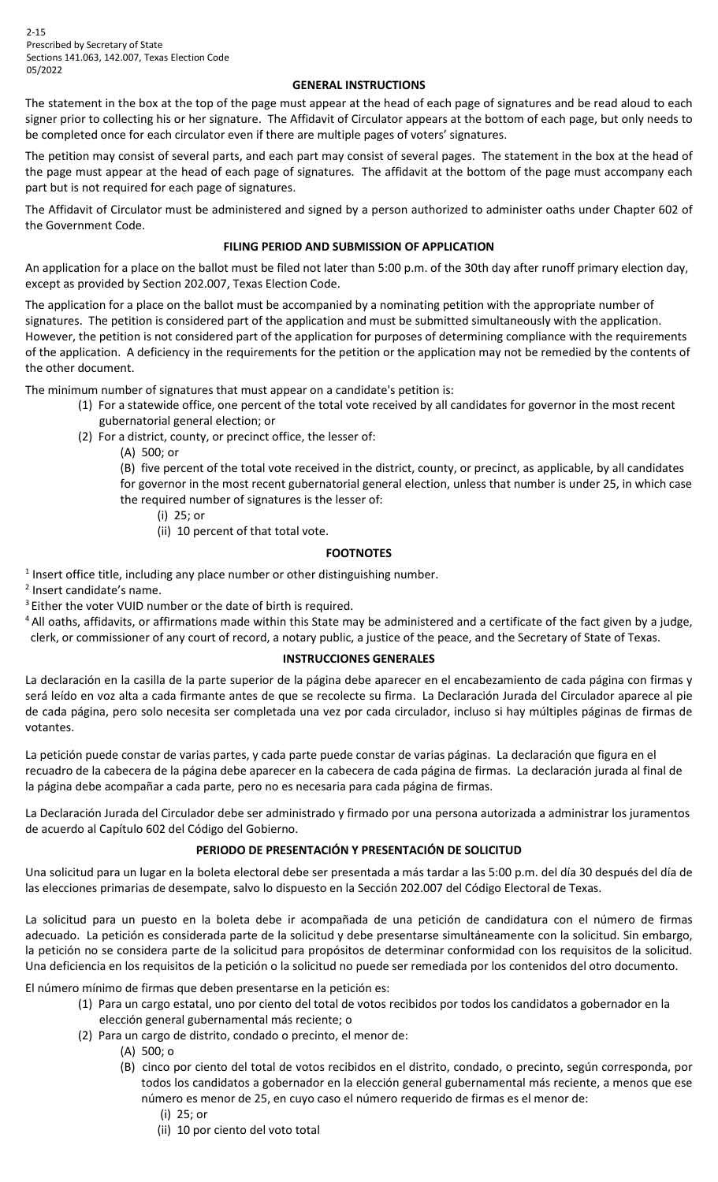2-15
Prescribed by Secretary of State
Sections 141.063, 142.007, Texas Election Code
05/2022

## GENERAL INSTRUCTIONS

The statement in the box at the top of the page must appear at the head of each page of signatures and be read aloud to each signer prior to collecting his or her signature. The Affidavit of Circulator appears at the bottom of each page, but only needs to be completed once for each circulator even if there are multiple pages of voters' signatures.

The petition may consist of several parts, and each part may consist of several pages. The statement in the box at the head of the page must appear at the head of each page of signatures. The affidavit at the bottom of the page must accompany each part but is not required for each page of signatures.

The Affidavit of Circulator must be administered and signed by a person authorized to administer oaths under Chapter 602 of the Government Code.

## FILING PERIOD AND SUBMISSION OF APPLICATION

An application for a place on the ballot must be filed not later than 5:00 p.m. of the 30th day after runoff primary election day, except as provided by Section 202.007, Texas Election Code.

The application for a place on the ballot must be accompanied by a nominating petition with the appropriate number of signatures. The petition is considered part of the application and must be submitted simultaneously with the application. However, the petition is not considered part of the application for purposes of determining compliance with the requirements of the application. A deficiency in the requirements for the petition or the application may not be remedied by the contents of the other document.

The minimum number of signatures that must appear on a candidate's petition is:

(1) For a statewide office, one percent of the total vote received by all candidates for governor in the most recent gubernatorial general election; or
(2) For a district, county, or precinct office, the lesser of:
    (A) 500; or
    (B) five percent of the total vote received in the district, county, or precinct, as applicable, by all candidates for governor in the most recent gubernatorial general election, unless that number is under 25, in which case the required number of signatures is the lesser of:
        (i) 25; or
        (ii) 10 percent of that total vote.

## FOOTNOTES

[1] Insert office title, including any place number or other distinguishing number.
[2] Insert candidate's name.
[3] Either the voter VUID number or the date of birth is required.
[4] All oaths, affidavits, or affirmations made within this State may be administered and a certificate of the fact given by a judge, clerk, or commissioner of any court of record, a notary public, a justice of the peace, and the Secretary of State of Texas.

## INSTRUCCIONES GENERALES

La declaración en la casilla de la parte superior de la página debe aparecer en el encabezamiento de cada página con firmas y será leído en voz alta a cada firmante antes de que se recolecte su firma. La Declaración Jurada del Circulador aparece al pie de cada página, pero solo necesita ser completada una vez por cada circulador, incluso si hay múltiples páginas de firmas de votantes.

La petición puede constar de varias partes, y cada parte puede constar de varias páginas. La declaración que figura en el recuadro de la cabecera de la página debe aparecer en la cabecera de cada página de firmas. La declaración jurada al final de la página debe acompañar a cada parte, pero no es necesaria para cada página de firmas.

La Declaración Jurada del Circulador debe ser administrado y firmado por una persona autorizada a administrar los juramentos de acuerdo al Capítulo 602 del Código del Gobierno.

## PERIODO DE PRESENTACIÓN Y PRESENTACIÓN DE SOLICITUD

Una solicitud para un lugar en la boleta electoral debe ser presentada a más tardar a las 5:00 p.m. del día 30 después del día de las elecciones primarias de desempate, salvo lo dispuesto en la Sección 202.007 del Código Electoral de Texas.

La solicitud para un puesto en la boleta debe ir acompañada de una petición de candidatura con el número de firmas adecuado. La petición es considerada parte de la solicitud y debe presentarse simultáneamente con la solicitud. Sin embargo, la petición no se considera parte de la solicitud para propósitos de determinar conformidad con los requisitos de la solicitud. Una deficiencia en los requisitos de la petición o la solicitud no puede ser remediada por los contenidos del otro documento.

El número mínimo de firmas que deben presentarse en la petición es:

(1) Para un cargo estatal, uno por ciento del total de votos recibidos por todos los candidatos a gobernador en la elección general gubernamental más reciente; o
(2) Para un cargo de distrito, condado o precinto, el menor de:
    (A) 500; o
    (B) cinco por ciento del total de votos recibidos en el distrito, condado, o precinto, según corresponda, por todos los candidatos a gobernador en la elección general gubernamental más reciente, a menos que ese número es menor de 25, en cuyo caso el número requerido de firmas es el menor de:
        (i) 25; or
        (ii) 10 por ciento del voto total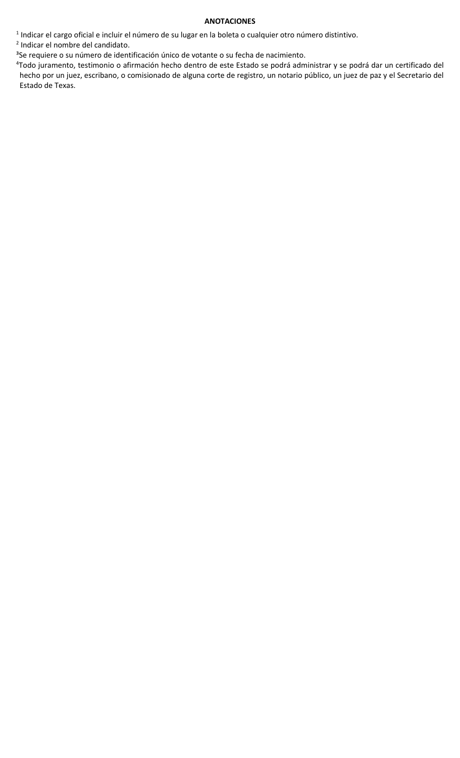**ANOTACIONES**

[1] Indicar el cargo oficial e incluir el número de su lugar en la boleta o cualquier otro número distintivo.

[2] Indicar el nombre del candidato.

[3] Se requiere o su número de identificación único de votante o su fecha de nacimiento.

[4] Todo juramento, testimonio o afirmación hecho dentro de este Estado se podrá administrar y se podrá dar un certificado del hecho por un juez, escribano, o comisionado de alguna corte de registro, un notario público, un juez de paz y el Secretario del Estado de Texas.